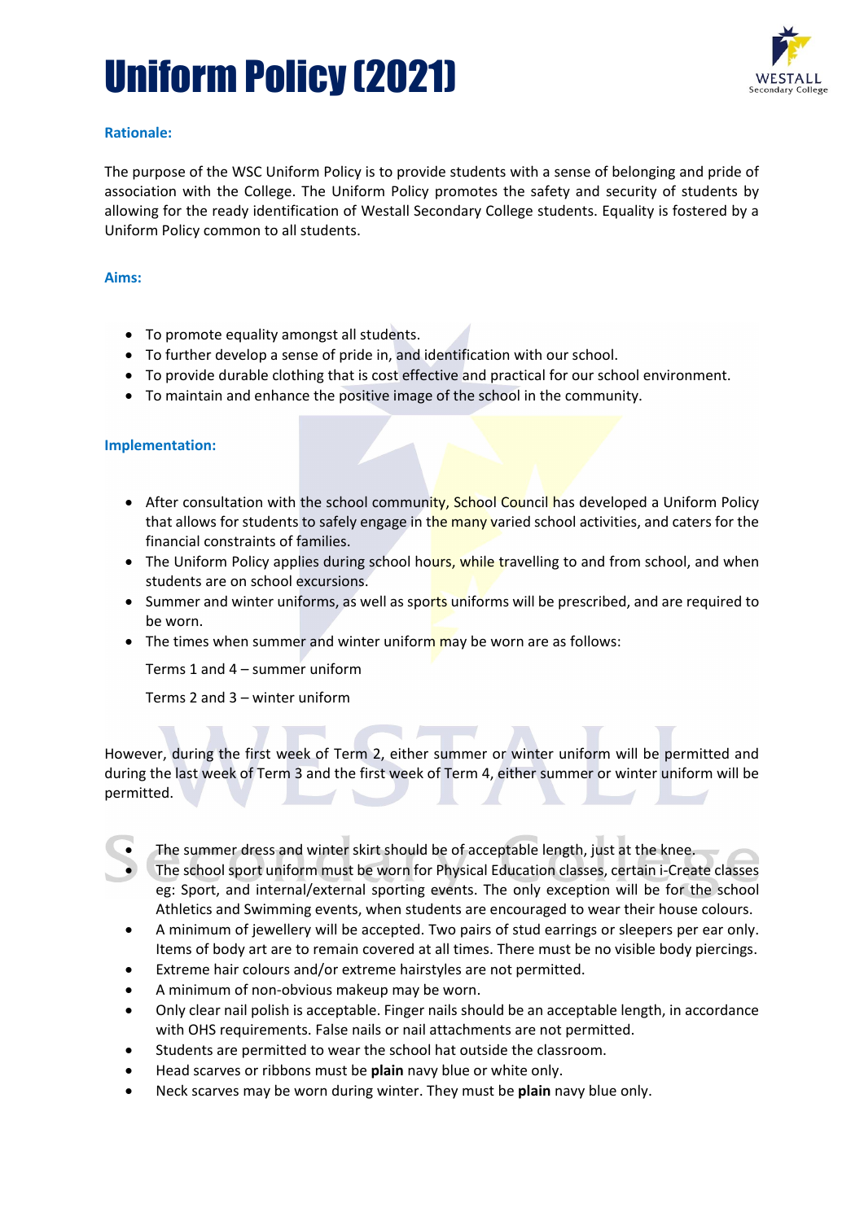# Uniform Policy (2021)

### Rationale:

The purpose of the WSC Uniform Policy is to provide students with a sense of belonging and pride of association with the College. The Uniform Policy promotes the safety and security of students by allowing for the ready identification of Westall Secondary College students. Equality is fostered by a Uniform Policy common to all students.

### Aims:

- To promote equality amongst all students.
- To further develop a sense of pride in, and identification with our school.
- To provide durable clothing that is cost effective and practical for our school environment.
- To maintain and enhance the positive image of the school in the community.

### Implementation:

- After consultation with the school community, School Council has developed a Uniform Policy that allows for students to safely engage in the many varied school activities, and caters for the financial constraints of families.
- The Uniform Policy applies during school hours, while travelling to and from school, and when students are on school excursions.
- Summer and winter uniforms, as well as sports uniforms will be prescribed, and are required to be worn.
- The times when summer and winter uniform may be worn are as follows:

  Terms 1 and 4 – summer uniform

  Terms 2 and 3 – winter uniform

However, during the first week of Term 2, either summer or winter uniform will be permitted and during the last week of Term 3 and the first week of Term 4, either summer or winter uniform will be permitted.

- The summer dress and winter skirt should be of acceptable length, just at the knee.
- The school sport uniform must be worn for Physical Education classes, certain i-Create classes eg: Sport, and internal/external sporting events. The only exception will be for the school Athletics and Swimming events, when students are encouraged to wear their house colours.
- A minimum of jewellery will be accepted. Two pairs of stud earrings or sleepers per ear only. Items of body art are to remain covered at all times. There must be no visible body piercings.
- Extreme hair colours and/or extreme hairstyles are not permitted.
- A minimum of non-obvious makeup may be worn.
- Only clear nail polish is acceptable. Finger nails should be an acceptable length, in accordance with OHS requirements. False nails or nail attachments are not permitted.
- Students are permitted to wear the school hat outside the classroom.
- Head scarves or ribbons must be **plain** navy blue or white only.
- Neck scarves may be worn during winter. They must be **plain** navy blue only.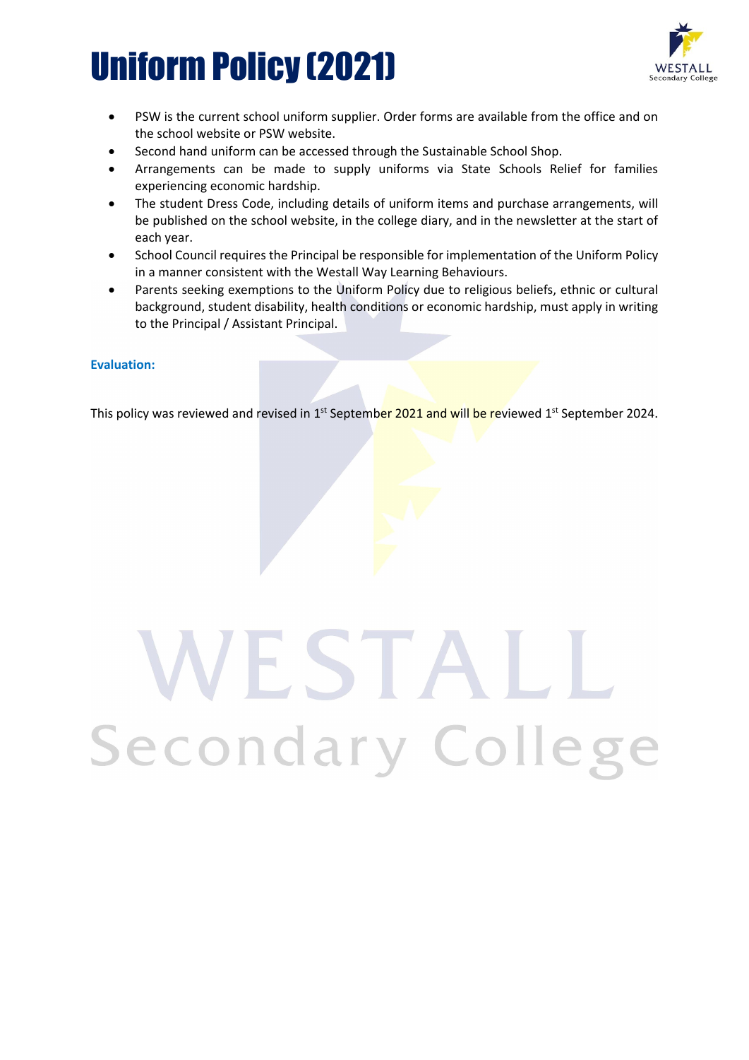# Uniform Policy (2021)

- PSW is the current school uniform supplier. Order forms are available from the office and on the school website or PSW website.
- Second hand uniform can be accessed through the Sustainable School Shop.
- Arrangements can be made to supply uniforms via State Schools Relief for families experiencing economic hardship.
- The student Dress Code, including details of uniform items and purchase arrangements, will be published on the school website, in the college diary, and in the newsletter at the start of each year.
- School Council requires the Principal be responsible for implementation of the Uniform Policy in a manner consistent with the Westall Way Learning Behaviours.
- Parents seeking exemptions to the Uniform Policy due to religious beliefs, ethnic or cultural background, student disability, health conditions or economic hardship, must apply in writing to the Principal / Assistant Principal.

**Evaluation:**

This policy was reviewed and revised in 1st September 2021 and will be reviewed 1st September 2024.